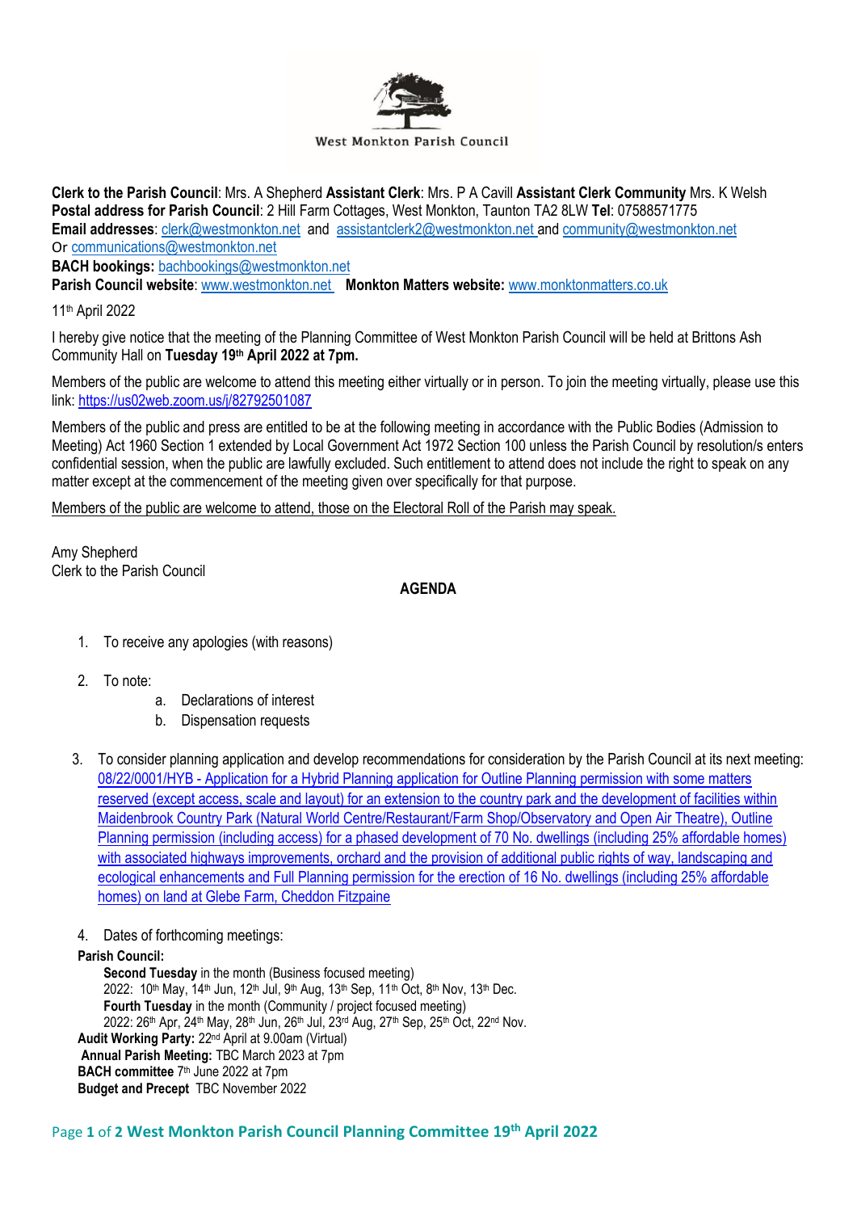West Monkton Parish Council

**Clerk to the Parish Council**: Mrs. A Shepherd **Assistant Clerk**: Mrs. P A Cavill **Assistant Clerk Community** Mrs. K Welsh
**Postal address for Parish Council**: 2 Hill Farm Cottages, West Monkton, Taunton TA2 8LW **Tel**: 07588571775
**Email addresses**: clerk@westmonkton.net and assistantclerk2@westmonkton.net and community@westmonkton.net
Or communications@westmonkton.net
**BACH bookings:** bachbookings@westmonkton.net
**Parish Council website**: www.westmonkton.net **Monkton Matters website:** www.monktonmatters.co.uk

11th April 2022

I hereby give notice that the meeting of the Planning Committee of West Monkton Parish Council will be held at Brittons Ash Community Hall on **Tuesday 19th April 2022 at 7pm.**

Members of the public are welcome to attend this meeting either virtually or in person. To join the meeting virtually, please use this link: https://us02web.zoom.us/j/82792501087

Members of the public and press are entitled to be at the following meeting in accordance with the Public Bodies (Admission to Meeting) Act 1960 Section 1 extended by Local Government Act 1972 Section 100 unless the Parish Council by resolution/s enters confidential session, when the public are lawfully excluded. Such entitlement to attend does not include the right to speak on any matter except at the commencement of the meeting given over specifically for that purpose.

Members of the public are welcome to attend, those on the Electoral Roll of the Parish may speak.

Amy Shepherd
Clerk to the Parish Council

## AGENDA

1. To receive any apologies (with reasons)

2. To note:
   a. Declarations of interest
   b. Dispensation requests

3. To consider planning application and develop recommendations for consideration by the Parish Council at its next meeting: 08/22/0001/HYB - Application for a Hybrid Planning application for Outline Planning permission with some matters reserved (except access, scale and layout) for an extension to the country park and the development of facilities within Maidenbrook Country Park (Natural World Centre/Restaurant/Farm Shop/Observatory and Open Air Theatre), Outline Planning permission (including access) for a phased development of 70 No. dwellings (including 25% affordable homes) with associated highways improvements, orchard and the provision of additional public rights of way, landscaping and ecological enhancements and Full Planning permission for the erection of 16 No. dwellings (including 25% affordable homes) on land at Glebe Farm, Cheddon Fitzpaine

4. Dates of forthcoming meetings:

**Parish Council:**
**Second Tuesday** in the month (Business focused meeting)
2022: 10th May, 14th Jun, 12th Jul, 9th Aug, 13th Sep, 11th Oct, 8th Nov, 13th Dec.
**Fourth Tuesday** in the month (Community / project focused meeting)
2022: 26th Apr, 24th May, 28th Jun, 26th Jul, 23rd Aug, 27th Sep, 25th Oct, 22nd Nov.
**Audit Working Party:** 22nd April at 9.00am (Virtual)
**Annual Parish Meeting:** TBC March 2023 at 7pm
**BACH committee** 7th June 2022 at 7pm
**Budget and Precept** TBC November 2022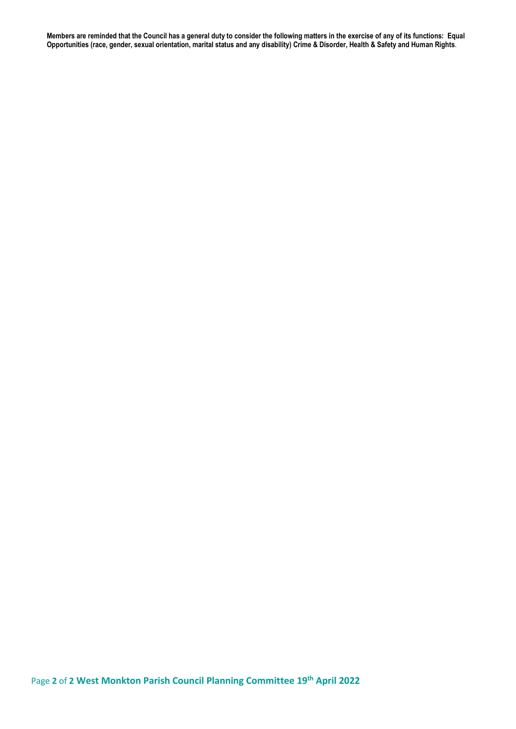**Members are reminded that the Council has a general duty to consider the following matters in the exercise of any of its functions: Equal Opportunities (race, gender, sexual orientation, marital status and any disability) Crime & Disorder, Health & Safety and Human Rights**.